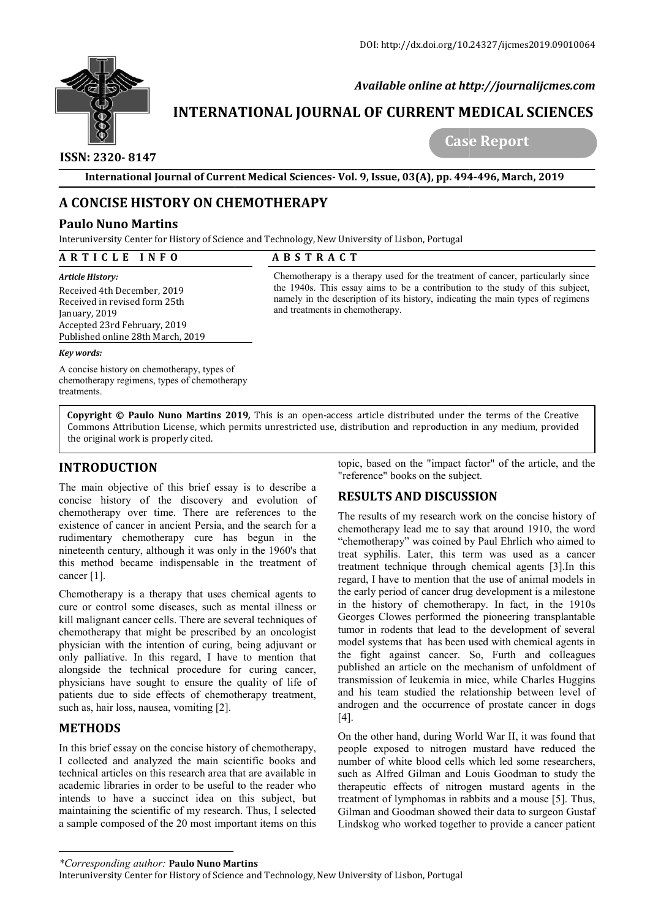DOI: http://dx.doi.org/10.24327/ijcmes2019.09010064

*Available online at http://journalijcmes.com*

**INTERNATIONAL JOURNAL OF CURRENT MEDICAL SCIENCES**

**ISSN: 2320- 8147**

**Case Report**

# A CONCISE HISTORY ON CHEMOTHERAPY

**Paulo Nuno Martins**

Interuniversity Center for History of Science and Technology, New University of Lisbon, Portugal

**ARTICLE INFO**

*Article History:*

Received 4th December, 2019
Received in revised form 25th January, 2019
Accepted 23rd February, 2019
Published online 28th March, 2019

*Key words:*

A concise history on chemotherapy, types of chemotherapy regimens, types of chemotherapy treatments.

**ABSTRACT**

Chemotherapy is a therapy used for the treatment of cancer, particularly since the 1940s. This essay aims to be a contribution to the study of this subject, namely in the description of its history, indicating the main types of regimens and treatments in chemotherapy.

**Copyright © Paulo Nuno Martins 2019,** This is an open-access article distributed under the terms of the Creative Commons Attribution License, which permits unrestricted use, distribution and reproduction in any medium, provided the original work is properly cited.

## INTRODUCTION

The main objective of this brief essay is to describe a concise history of the discovery and evolution of chemotherapy over time. There are references to the existence of cancer in ancient Persia, and the search for a rudimentary chemotherapy cure has begun in the nineteenth century, although it was only in the 1960's that this method became indispensable in the treatment of cancer [1].

Chemotherapy is a therapy that uses chemical agents to cure or control some diseases, such as mental illness or kill malignant cancer cells. There are several techniques of chemotherapy that might be prescribed by an oncologist physician with the intention of curing, being adjuvant or only palliative. In this regard, I have to mention that alongside the technical procedure for curing cancer, physicians have sought to ensure the quality of life of patients due to side effects of chemotherapy treatment, such as, hair loss, nausea, vomiting [2].

## METHODS

In this brief essay on the concise history of chemotherapy, I collected and analyzed the main scientific books and technical articles on this research area that are available in academic libraries in order to be useful to the reader who intends to have a succinct idea on this subject, but maintaining the scientific of my research. Thus, I selected a sample composed of the 20 most important items on this topic, based on the "impact factor" of the article, and the "reference" books on the subject.

## RESULTS AND DISCUSSION

The results of my research work on the concise history of chemotherapy lead me to say that around 1910, the word "chemotherapy" was coined by Paul Ehrlich who aimed to treat syphilis. Later, this term was used as a cancer treatment technique through chemical agents [3].In this regard, I have to mention that the use of animal models in the early period of cancer drug development is a milestone in the history of chemotherapy. In fact, in the 1910s Georges Clowes performed the pioneering transplantable tumor in rodents that lead to the development of several model systems that has been used with chemical agents in the fight against cancer. So, Furth and colleagues published an article on the mechanism of unfoldment of transmission of leukemia in mice, while Charles Huggins and his team studied the relationship between level of androgen and the occurrence of prostate cancer in dogs [4].

On the other hand, during World War II, it was found that people exposed to nitrogen mustard have reduced the number of white blood cells which led some researchers, such as Alfred Gilman and Louis Goodman to study the therapeutic effects of nitrogen mustard agents in the treatment of lymphomas in rabbits and a mouse [5]. Thus, Gilman and Goodman showed their data to surgeon Gustaf Lindskog who worked together to provide a cancer patient

---

*\*Corresponding author:* **Paulo Nuno Martins**
Interuniversity Center for History of Science and Technology, New University of Lisbon, Portugal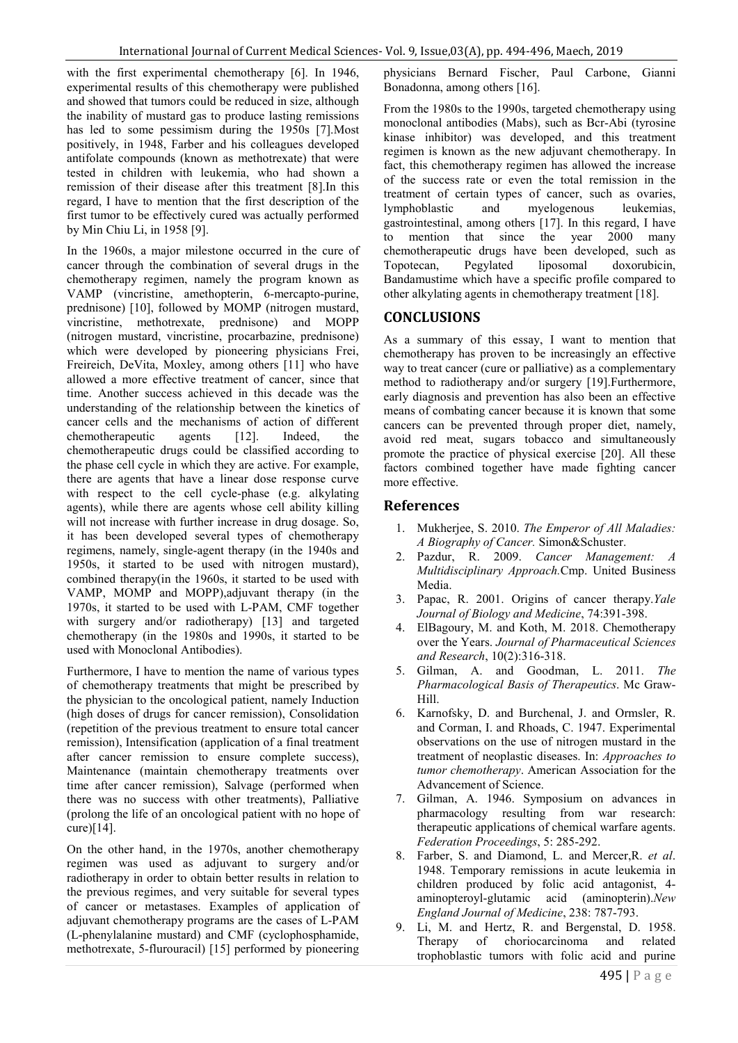with the first experimental chemotherapy [6]. In 1946, experimental results of this chemotherapy were published and showed that tumors could be reduced in size, although the inability of mustard gas to produce lasting remissions has led to some pessimism during the 1950s [7].Most positively, in 1948, Farber and his colleagues developed antifolate compounds (known as methotrexate) that were tested in children with leukemia, who had shown a remission of their disease after this treatment [8].In this regard, I have to mention that the first description of the first tumor to be effectively cured was actually performed by Min Chiu Li, in 1958 [9].

In the 1960s, a major milestone occurred in the cure of cancer through the combination of several drugs in the chemotherapy regimen, namely the program known as VAMP (vincristine, amethopterin, 6-mercapto-purine, prednisone) [10], followed by MOMP (nitrogen mustard, vincristine, methotrexate, prednisone) and MOPP (nitrogen mustard, vincristine, procarbazine, prednisone) which were developed by pioneering physicians Frei, Freireich, DeVita, Moxley, among others [11] who have allowed a more effective treatment of cancer, since that time. Another success achieved in this decade was the understanding of the relationship between the kinetics of cancer cells and the mechanisms of action of different chemotherapeutic agents [12]. Indeed, the chemotherapeutic drugs could be classified according to the phase cell cycle in which they are active. For example, there are agents that have a linear dose response curve with respect to the cell cycle-phase (e.g. alkylating agents), while there are agents whose cell ability killing will not increase with further increase in drug dosage. So, it has been developed several types of chemotherapy regimens, namely, single-agent therapy (in the 1940s and 1950s, it started to be used with nitrogen mustard), combined therapy(in the 1960s, it started to be used with VAMP, MOMP and MOPP),adjuvant therapy (in the 1970s, it started to be used with L-PAM, CMF together with surgery and/or radiotherapy) [13] and targeted chemotherapy (in the 1980s and 1990s, it started to be used with Monoclonal Antibodies).

Furthermore, I have to mention the name of various types of chemotherapy treatments that might be prescribed by the physician to the oncological patient, namely Induction (high doses of drugs for cancer remission), Consolidation (repetition of the previous treatment to ensure total cancer remission), Intensification (application of a final treatment after cancer remission to ensure complete success), Maintenance (maintain chemotherapy treatments over time after cancer remission), Salvage (performed when there was no success with other treatments), Palliative (prolong the life of an oncological patient with no hope of cure)[14].

On the other hand, in the 1970s, another chemotherapy regimen was used as adjuvant to surgery and/or radiotherapy in order to obtain better results in relation to the previous regimes, and very suitable for several types of cancer or metastases. Examples of application of adjuvant chemotherapy programs are the cases of L-PAM (L-phenylalanine mustard) and CMF (cyclophosphamide, methotrexate, 5-flurouracil) [15] performed by pioneering physicians Bernard Fischer, Paul Carbone, Gianni Bonadonna, among others [16].

From the 1980s to the 1990s, targeted chemotherapy using monoclonal antibodies (Mabs), such as Bcr-Abi (tyrosine kinase inhibitor) was developed, and this treatment regimen is known as the new adjuvant chemotherapy. In fact, this chemotherapy regimen has allowed the increase of the success rate or even the total remission in the treatment of certain types of cancer, such as ovaries, lymphoblastic and myelogenous leukemias, gastrointestinal, among others [17]. In this regard, I have to mention that since the year 2000 many chemotherapeutic drugs have been developed, such as Topotecan, Pegylated liposomal doxorubicin, Bandamustime which have a specific profile compared to other alkylating agents in chemotherapy treatment [18].

## CONCLUSIONS

As a summary of this essay, I want to mention that chemotherapy has proven to be increasingly an effective way to treat cancer (cure or palliative) as a complementary method to radiotherapy and/or surgery [19].Furthermore, early diagnosis and prevention has also been an effective means of combating cancer because it is known that some cancers can be prevented through proper diet, namely, avoid red meat, sugars tobacco and simultaneously promote the practice of physical exercise [20]. All these factors combined together have made fighting cancer more effective.

## References

1. Mukherjee, S. 2010. *The Emperor of All Maladies: A Biography of Cancer.* Simon&Schuster.
2. Pazdur, R. 2009. *Cancer Management: A Multidisciplinary Approach.*Cmp. United Business Media.
3. Papac, R. 2001. Origins of cancer therapy.*Yale Journal of Biology and Medicine*, 74:391-398.
4. ElBagoury, M. and Koth, M. 2018. Chemotherapy over the Years. *Journal of Pharmaceutical Sciences and Research*, 10(2):316-318.
5. Gilman, A. and Goodman, L. 2011. *The Pharmacological Basis of Therapeutics*. Mc Graw-Hill.
6. Karnofsky, D. and Burchenal, J. and Ormsler, R. and Corman, I. and Rhoads, C. 1947. Experimental observations on the use of nitrogen mustard in the treatment of neoplastic diseases. In: *Approaches to tumor chemotherapy*. American Association for the Advancement of Science.
7. Gilman, A. 1946. Symposium on advances in pharmacology resulting from war research: therapeutic applications of chemical warfare agents. *Federation Proceedings*, 5: 285-292.
8. Farber, S. and Diamond, L. and Mercer,R. *et al*. 1948. Temporary remissions in acute leukemia in children produced by folic acid antagonist, 4-aminopteroyl-glutamic acid (aminopterin).*New England Journal of Medicine*, 238: 787-793.
9. Li, M. and Hertz, R. and Bergenstal, D. 1958. Therapy of choriocarcinoma and related trophoblastic tumors with folic acid and purine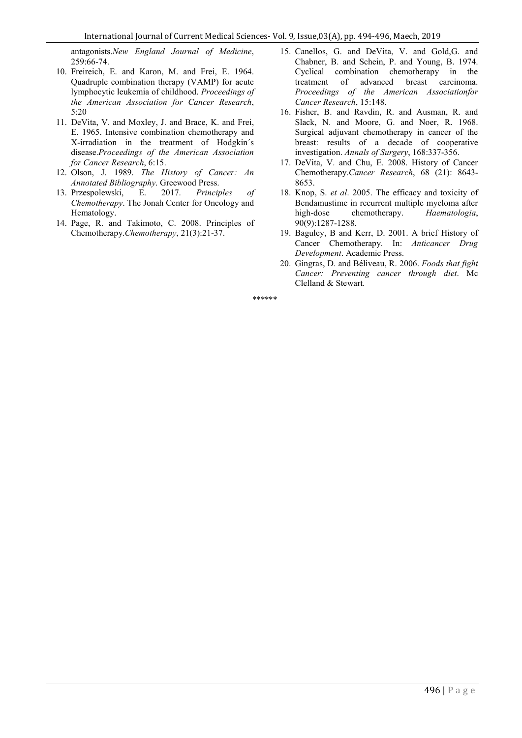antagonists.*New England Journal of Medicine*, 259:66-74.

10. Freireich, E. and Karon, M. and Frei, E. 1964. Quadruple combination therapy (VAMP) for acute lymphocytic leukemia of childhood. *Proceedings of the American Association for Cancer Research*, 5:20
11. DeVita, V. and Moxley, J. and Brace, K. and Frei, E. 1965. Intensive combination chemotherapy and X-irradiation in the treatment of Hodgkin´s disease.*Proceedings of the American Association for Cancer Research*, 6:15.
12. Olson, J. 1989. *The History of Cancer: An Annotated Bibliography*. Greewood Press.
13. Przespolewski, E. 2017. *Principles of Chemotherapy*. The Jonah Center for Oncology and Hematology.
14. Page, R. and Takimoto, C. 2008. Principles of Chemotherapy.*Chemotherapy*, 21(3):21-37.
15. Canellos, G. and DeVita, V. and Gold,G. and Chabner, B. and Schein, P. and Young, B. 1974. Cyclical combination chemotherapy in the treatment of advanced breast carcinoma. *Proceedings of the American Associationfor Cancer Research*, 15:148.
16. Fisher, B. and Ravdin, R. and Ausman, R. and Slack, N. and Moore, G. and Noer, R. 1968. Surgical adjuvant chemotherapy in cancer of the breast: results of a decade of cooperative investigation. *Annals of Surgery*, 168:337-356.
17. DeVita, V. and Chu, E. 2008. History of Cancer Chemotherapy.*Cancer Research*, 68 (21): 8643-8653.
18. Knop, S. *et al*. 2005. The efficacy and toxicity of Bendamustime in recurrent multiple myeloma after high-dose chemotherapy. *Haematologia*, 90(9):1287-1288.
19. Baguley, B and Kerr, D. 2001. A brief History of Cancer Chemotherapy. In: *Anticancer Drug Development*. Academic Press.
20. Gingras, D. and Béliveau, R. 2006. *Foods that fight Cancer: Preventing cancer through diet*. Mc Clelland & Stewart.

******